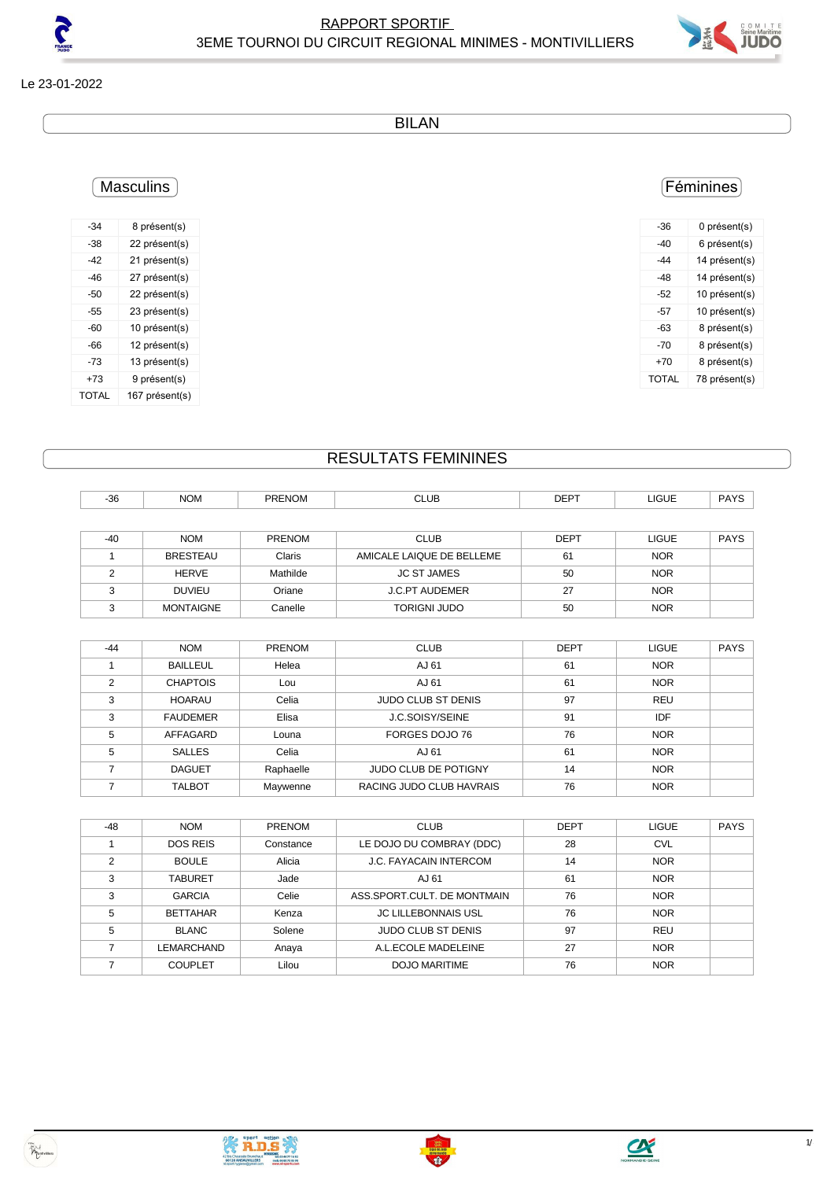# RAPPORT SPORTIF

## 3EME TOURNOI DU CIRCUIT REGIONAL MINIMES - MONTIVILLIERS

Le 23-01-2022

## BILAN

### Masculins

| | |
|---|---|
| -34 | 8 présent(s) |
| -38 | 22 présent(s) |
| -42 | 21 présent(s) |
| -46 | 27 présent(s) |
| -50 | 22 présent(s) |
| -55 | 23 présent(s) |
| -60 | 10 présent(s) |
| -66 | 12 présent(s) |
| -73 | 13 présent(s) |
| +73 | 9 présent(s) |
| TOTAL | 167 présent(s) |

### Féminines

| | |
|---|---|
| -36 | 0 présent(s) |
| -40 | 6 présent(s) |
| -44 | 14 présent(s) |
| -48 | 14 présent(s) |
| -52 | 10 présent(s) |
| -57 | 10 présent(s) |
| -63 | 8 présent(s) |
| -70 | 8 présent(s) |
| +70 | 8 présent(s) |
| TOTAL | 78 présent(s) |

## RESULTATS FEMININES

| -36 | NOM | PRENOM | CLUB | DEPT | LIGUE | PAYS |
|---|---|---|---|---|---|---|

| -40 | NOM | PRENOM | CLUB | DEPT | LIGUE | PAYS |
|---|---|---|---|---|---|---|
| 1 | BRESTEAU | Claris | AMICALE LAIQUE DE BELLEME | 61 | NOR | |
| 2 | HERVE | Mathilde | JC ST JAMES | 50 | NOR | |
| 3 | DUVIEU | Oriane | J.C.PT AUDEMER | 27 | NOR | |
| 3 | MONTAIGNE | Canelle | TORIGNI JUDO | 50 | NOR | |

| -44 | NOM | PRENOM | CLUB | DEPT | LIGUE | PAYS |
|---|---|---|---|---|---|---|
| 1 | BAILLEUL | Helea | AJ 61 | 61 | NOR | |
| 2 | CHAPTOIS | Lou | AJ 61 | 61 | NOR | |
| 3 | HOARAU | Celia | JUDO CLUB ST DENIS | 97 | REU | |
| 3 | FAUDEMER | Elisa | J.C.SOISY/SEINE | 91 | IDF | |
| 5 | AFFAGARD | Louna | FORGES DOJO 76 | 76 | NOR | |
| 5 | SALLES | Celia | AJ 61 | 61 | NOR | |
| 7 | DAGUET | Raphaelle | JUDO CLUB DE POTIGNY | 14 | NOR | |
| 7 | TALBOT | Maywenne | RACING JUDO CLUB HAVRAIS | 76 | NOR | |

| -48 | NOM | PRENOM | CLUB | DEPT | LIGUE | PAYS |
|---|---|---|---|---|---|---|
| 1 | DOS REIS | Constance | LE DOJO DU COMBRAY (DDC) | 28 | CVL | |
| 2 | BOULE | Alicia | J.C. FAYACAIN INTERCOM | 14 | NOR | |
| 3 | TABURET | Jade | AJ 61 | 61 | NOR | |
| 3 | GARCIA | Celie | ASS.SPORT.CULT. DE MONTMAIN | 76 | NOR | |
| 5 | BETTAHAR | Kenza | JC LILLEBONNAIS USL | 76 | NOR | |
| 5 | BLANC | Solene | JUDO CLUB ST DENIS | 97 | REU | |
| 7 | LEMARCHAND | Anaya | A.L.ECOLE MADELEINE | 27 | NOR | |
| 7 | COUPLET | Lilou | DOJO MARITIME | 76 | NOR | |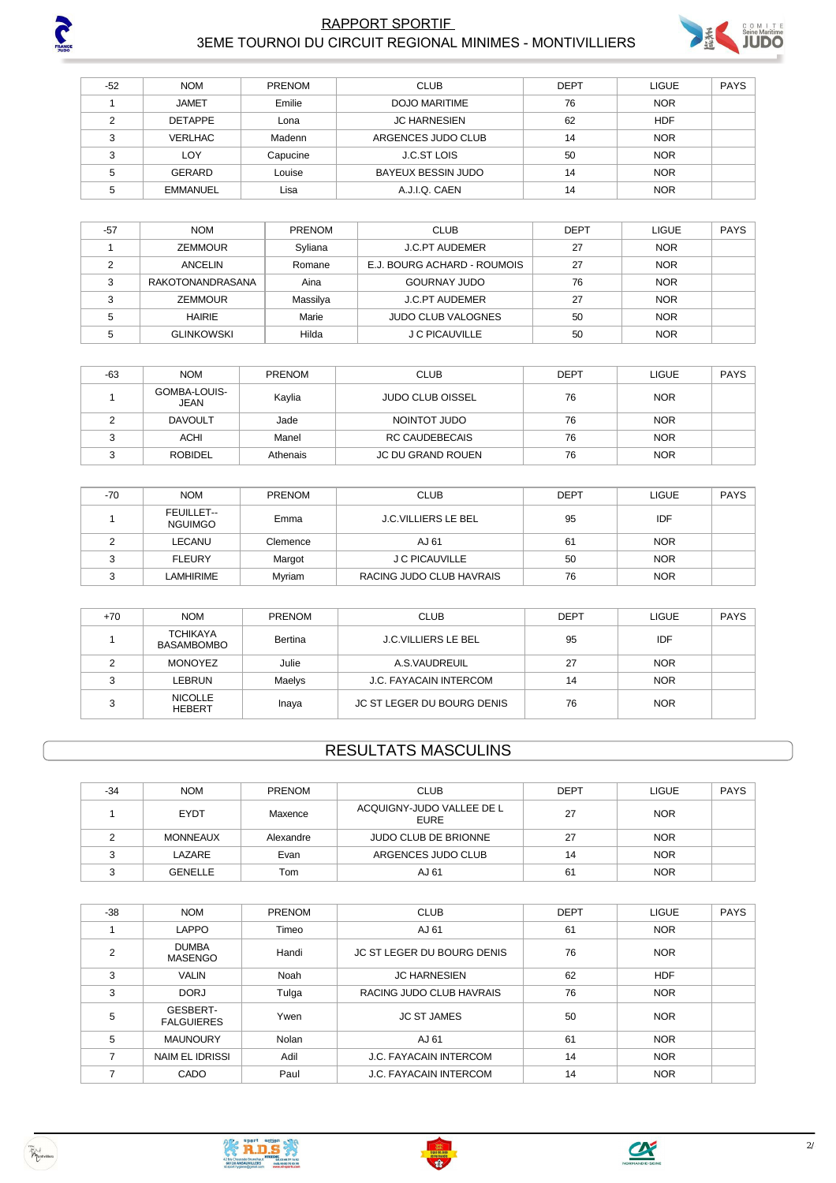| -52 | NOM | PRENOM | CLUB | DEPT | LIGUE | PAYS |
|---|---|---|---|---|---|---|
| 1 | JAMET | Emilie | DOJO MARITIME | 76 | NOR | |
| 2 | DETAPPE | Lona | JC HARNESIEN | 62 | HDF | |
| 3 | VERLHAC | Madenn | ARGENCES JUDO CLUB | 14 | NOR | |
| 3 | LOY | Capucine | J.C.ST LOIS | 50 | NOR | |
| 5 | GERARD | Louise | BAYEUX BESSIN JUDO | 14 | NOR | |
| 5 | EMMANUEL | Lisa | A.J.I.Q. CAEN | 14 | NOR | |

| -57 | NOM | PRENOM | CLUB | DEPT | LIGUE | PAYS |
|---|---|---|---|---|---|---|
| 1 | ZEMMOUR | Syliana | J.C.PT AUDEMER | 27 | NOR | |
| 2 | ANCELIN | Romane | E.J. BOURG ACHARD - ROUMOIS | 27 | NOR | |
| 3 | RAKOTONANDRASANA | Aina | GOURNAY JUDO | 76 | NOR | |
| 3 | ZEMMOUR | Massilya | J.C.PT AUDEMER | 27 | NOR | |
| 5 | HAIRIE | Marie | JUDO CLUB VALOGNES | 50 | NOR | |
| 5 | GLINKOWSKI | Hilda | J C PICAUVILLE | 50 | NOR | |

| -63 | NOM | PRENOM | CLUB | DEPT | LIGUE | PAYS |
|---|---|---|---|---|---|---|
| 1 | GOMBA-LOUIS-JEAN | Kaylia | JUDO CLUB OISSEL | 76 | NOR | |
| 2 | DAVOULT | Jade | NOINTOT JUDO | 76 | NOR | |
| 3 | ACHI | Manel | RC CAUDEBECAIS | 76 | NOR | |
| 3 | ROBIDEL | Athenais | JC DU GRAND ROUEN | 76 | NOR | |

| -70 | NOM | PRENOM | CLUB | DEPT | LIGUE | PAYS |
|---|---|---|---|---|---|---|
| 1 | FEUILLET--NGUIMGO | Emma | J.C.VILLIERS LE BEL | 95 | IDF | |
| 2 | LECANU | Clemence | AJ 61 | 61 | NOR | |
| 3 | FLEURY | Margot | J C PICAUVILLE | 50 | NOR | |
| 3 | LAMHIRIME | Myriam | RACING JUDO CLUB HAVRAIS | 76 | NOR | |

| +70 | NOM | PRENOM | CLUB | DEPT | LIGUE | PAYS |
|---|---|---|---|---|---|---|
| 1 | TCHIKAYA BASAMBOMBO | Bertina | J.C.VILLIERS LE BEL | 95 | IDF | |
| 2 | MONOYEZ | Julie | A.S.VAUDREUIL | 27 | NOR | |
| 3 | LEBRUN | Maelys | J.C. FAYACAIN INTERCOM | 14 | NOR | |
| 3 | NICOLLE HEBERT | Inaya | JC ST LEGER DU BOURG DENIS | 76 | NOR | |

## RESULTATS MASCULINS

| -34 | NOM | PRENOM | CLUB | DEPT | LIGUE | PAYS |
|---|---|---|---|---|---|---|
| 1 | EYDT | Maxence | ACQUIGNY-JUDO VALLEE DE L EURE | 27 | NOR | |
| 2 | MONNEAUX | Alexandre | JUDO CLUB DE BRIONNE | 27 | NOR | |
| 3 | LAZARE | Evan | ARGENCES JUDO CLUB | 14 | NOR | |
| 3 | GENELLE | Tom | AJ 61 | 61 | NOR | |

| -38 | NOM | PRENOM | CLUB | DEPT | LIGUE | PAYS |
|---|---|---|---|---|---|---|
| 1 | LAPPO | Timeo | AJ 61 | 61 | NOR | |
| 2 | DUMBA MASENGO | Handi | JC ST LEGER DU BOURG DENIS | 76 | NOR | |
| 3 | VALIN | Noah | JC HARNESIEN | 62 | HDF | |
| 3 | DORJ | Tulga | RACING JUDO CLUB HAVRAIS | 76 | NOR | |
| 5 | GESBERT-FALGUIERES | Ywen | JC ST JAMES | 50 | NOR | |
| 5 | MAUNOURY | Nolan | AJ 61 | 61 | NOR | |
| 7 | NAIM EL IDRISSI | Adil | J.C. FAYACAIN INTERCOM | 14 | NOR | |
| 7 | CADO | Paul | J.C. FAYACAIN INTERCOM | 14 | NOR | |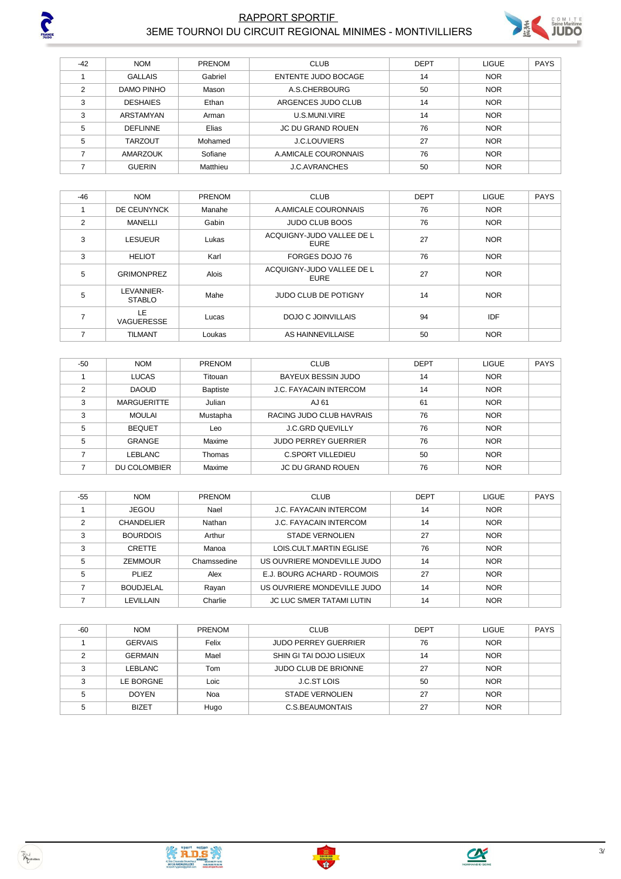# RAPPORT SPORTIF

## 3EME TOURNOI DU CIRCUIT REGIONAL MINIMES - MONTIVILLIERS

| -42 | NOM | PRENOM | CLUB | DEPT | LIGUE | PAYS |
|---|---|---|---|---|---|---|
| 1 | GALLAIS | Gabriel | ENTENTE JUDO BOCAGE | 14 | NOR | |
| 2 | DAMO PINHO | Mason | A.S.CHERBOURG | 50 | NOR | |
| 3 | DESHAIES | Ethan | ARGENCES JUDO CLUB | 14 | NOR | |
| 3 | ARSTAMYAN | Arman | U.S.MUNI.VIRE | 14 | NOR | |
| 5 | DEFLINNE | Elias | JC DU GRAND ROUEN | 76 | NOR | |
| 5 | TARZOUT | Mohamed | J.C.LOUVIERS | 27 | NOR | |
| 7 | AMARZOUK | Sofiane | A.AMICALE COURONNAIS | 76 | NOR | |
| 7 | GUERIN | Matthieu | J.C.AVRANCHES | 50 | NOR | |

| -46 | NOM | PRENOM | CLUB | DEPT | LIGUE | PAYS |
|---|---|---|---|---|---|---|
| 1 | DE CEUNYNCK | Manahe | A.AMICALE COURONNAIS | 76 | NOR | |
| 2 | MANELLI | Gabin | JUDO CLUB BOOS | 76 | NOR | |
| 3 | LESUEUR | Lukas | ACQUIGNY-JUDO VALLEE DE L EURE | 27 | NOR | |
| 3 | HELIOT | Karl | FORGES DOJO 76 | 76 | NOR | |
| 5 | GRIMONPREZ | Alois | ACQUIGNY-JUDO VALLEE DE L EURE | 27 | NOR | |
| 5 | LEVANNIER-STABLO | Mahe | JUDO CLUB DE POTIGNY | 14 | NOR | |
| 7 | LE VAGUERESSE | Lucas | DOJO C JOINVILLAIS | 94 | IDF | |
| 7 | TILMANT | Loukas | AS HAINNEVILLAISE | 50 | NOR | |

| -50 | NOM | PRENOM | CLUB | DEPT | LIGUE | PAYS |
|---|---|---|---|---|---|---|
| 1 | LUCAS | Titouan | BAYEUX BESSIN JUDO | 14 | NOR | |
| 2 | DAOUD | Baptiste | J.C. FAYACAIN INTERCOM | 14 | NOR | |
| 3 | MARGUERITTE | Julian | AJ 61 | 61 | NOR | |
| 3 | MOULAI | Mustapha | RACING JUDO CLUB HAVRAIS | 76 | NOR | |
| 5 | BEQUET | Leo | J.C.GRD QUEVILLY | 76 | NOR | |
| 5 | GRANGE | Maxime | JUDO PERREY GUERRIER | 76 | NOR | |
| 7 | LEBLANC | Thomas | C.SPORT VILLEDIEU | 50 | NOR | |
| 7 | DU COLOMBIER | Maxime | JC DU GRAND ROUEN | 76 | NOR | |

| -55 | NOM | PRENOM | CLUB | DEPT | LIGUE | PAYS |
|---|---|---|---|---|---|---|
| 1 | JEGOU | Nael | J.C. FAYACAIN INTERCOM | 14 | NOR | |
| 2 | CHANDELIER | Nathan | J.C. FAYACAIN INTERCOM | 14 | NOR | |
| 3 | BOURDOIS | Arthur | STADE VERNOLIEN | 27 | NOR | |
| 3 | CRETTE | Manoa | LOIS.CULT.MARTIN EGLISE | 76 | NOR | |
| 5 | ZEMMOUR | Chamssedine | US OUVRIERE MONDEVILLE JUDO | 14 | NOR | |
| 5 | PLIEZ | Alex | E.J. BOURG ACHARD - ROUMOIS | 27 | NOR | |
| 7 | BOUDJELAL | Rayan | US OUVRIERE MONDEVILLE JUDO | 14 | NOR | |
| 7 | LEVILLAIN | Charlie | JC LUC S/MER TATAMI LUTIN | 14 | NOR | |

| -60 | NOM | PRENOM | CLUB | DEPT | LIGUE | PAYS |
|---|---|---|---|---|---|---|
| 1 | GERVAIS | Felix | JUDO PERREY GUERRIER | 76 | NOR | |
| 2 | GERMAIN | Mael | SHIN GI TAI DOJO LISIEUX | 14 | NOR | |
| 3 | LEBLANC | Tom | JUDO CLUB DE BRIONNE | 27 | NOR | |
| 3 | LE BORGNE | Loic | J.C.ST LOIS | 50 | NOR | |
| 5 | DOYEN | Noa | STADE VERNOLIEN | 27 | NOR | |
| 5 | BIZET | Hugo | C.S.BEAUMONTAIS | 27 | NOR | |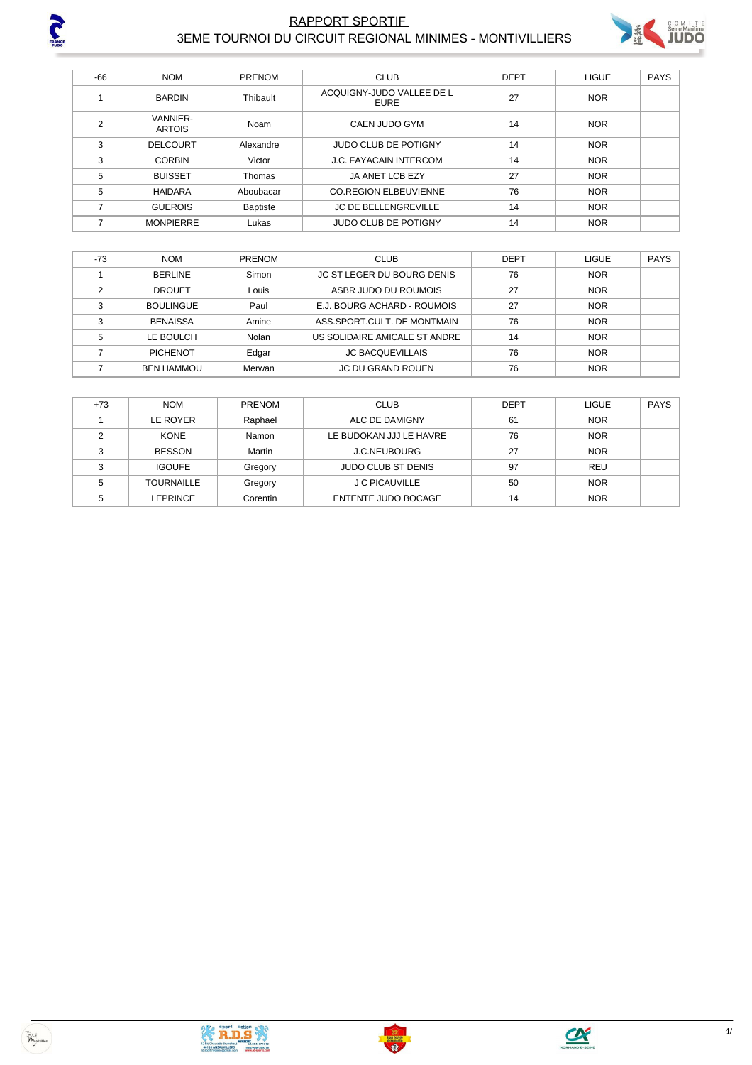## RAPPORT SPORTIF

## 3EME TOURNOI DU CIRCUIT REGIONAL MINIMES - MONTIVILLIERS

| -66 | NOM | PRENOM | CLUB | DEPT | LIGUE | PAYS |
|---|---|---|---|---|---|---|
| 1 | BARDIN | Thibault | ACQUIGNY-JUDO VALLEE DE L EURE | 27 | NOR | |
| 2 | VANNIER-ARTOIS | Noam | CAEN JUDO GYM | 14 | NOR | |
| 3 | DELCOURT | Alexandre | JUDO CLUB DE POTIGNY | 14 | NOR | |
| 3 | CORBIN | Victor | J.C. FAYACAIN INTERCOM | 14 | NOR | |
| 5 | BUISSET | Thomas | JA ANET LCB EZY | 27 | NOR | |
| 5 | HAIDARA | Aboubacar | CO.REGION ELBEUVIENNE | 76 | NOR | |
| 7 | GUEROIS | Baptiste | JC DE BELLENGREVILLE | 14 | NOR | |
| 7 | MONPIERRE | Lukas | JUDO CLUB DE POTIGNY | 14 | NOR | |

| -73 | NOM | PRENOM | CLUB | DEPT | LIGUE | PAYS |
|---|---|---|---|---|---|---|
| 1 | BERLINE | Simon | JC ST LEGER DU BOURG DENIS | 76 | NOR | |
| 2 | DROUET | Louis | ASBR JUDO DU ROUMOIS | 27 | NOR | |
| 3 | BOULINGUE | Paul | E.J. BOURG ACHARD - ROUMOIS | 27 | NOR | |
| 3 | BENAISSA | Amine | ASS.SPORT.CULT. DE MONTMAIN | 76 | NOR | |
| 5 | LE BOULCH | Nolan | US SOLIDAIRE AMICALE ST ANDRE | 14 | NOR | |
| 7 | PICHENOT | Edgar | JC BACQUEVILLAIS | 76 | NOR | |
| 7 | BEN HAMMOU | Merwan | JC DU GRAND ROUEN | 76 | NOR | |

| +73 | NOM | PRENOM | CLUB | DEPT | LIGUE | PAYS |
|---|---|---|---|---|---|---|
| 1 | LE ROYER | Raphael | ALC DE DAMIGNY | 61 | NOR | |
| 2 | KONE | Namon | LE BUDOKAN JJJ LE HAVRE | 76 | NOR | |
| 3 | BESSON | Martin | J.C.NEUBOURG | 27 | NOR | |
| 3 | IGOUFE | Gregory | JUDO CLUB ST DENIS | 97 | REU | |
| 5 | TOURNAILLE | Gregory | J C PICAUVILLE | 50 | NOR | |
| 5 | LEPRINCE | Corentin | ENTENTE JUDO BOCAGE | 14 | NOR | |